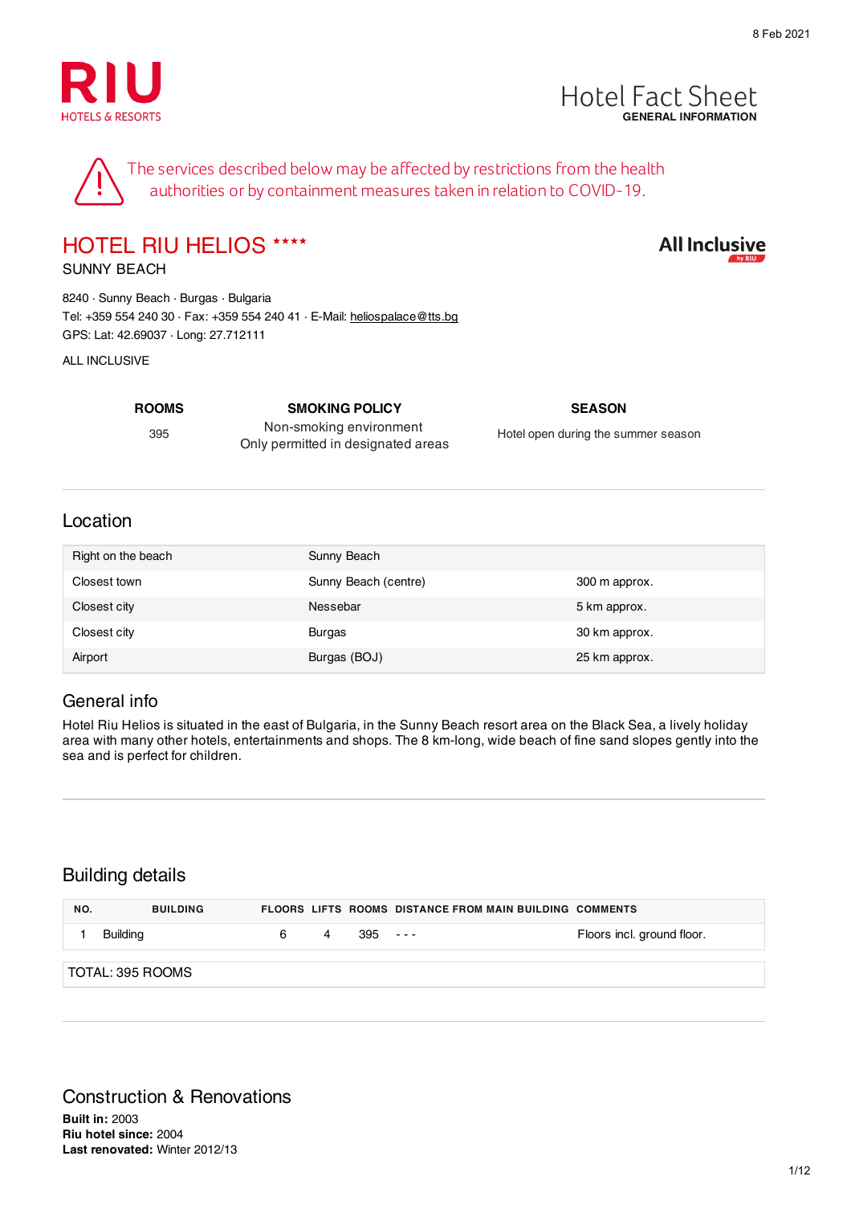8 Feb 2021

RIU
HOTELS & RESORTS

# Hotel Fact Sheet
**GENERAL INFORMATION**

The services described below may be affected by restrictions from the health authorities or by containment measures taken in relation to COVID-19.

## HOTEL RIU HELIOS ****

All Inclusive by RIU

SUNNY BEACH

8240 · Sunny Beach · Burgas · Bulgaria
Tel: +359 554 240 30 · Fax: +359 554 240 41 · E-Mail: heliospalace@tts.bg
GPS: Lat: 42.69037 · Long: 27.712111

ALL INCLUSIVE

| ROOMS | SMOKING POLICY | SEASON |
|---|---|---|
| 395 | Non-smoking environment<br>Only permitted in designated areas | Hotel open during the summer season |

## Location

| | | |
|---|---|---|
| Right on the beach | Sunny Beach | |
| Closest town | Sunny Beach (centre) | 300 m approx. |
| Closest city | Nessebar | 5 km approx. |
| Closest city | Burgas | 30 km approx. |
| Airport | Burgas (BOJ) | 25 km approx. |

## General info

Hotel Riu Helios is situated in the east of Bulgaria, in the Sunny Beach resort area on the Black Sea, a lively holiday area with many other hotels, entertainments and shops. The 8 km-long, wide beach of fine sand slopes gently into the sea and is perfect for children.

## Building details

| NO. | BUILDING | FLOORS | LIFTS | ROOMS | DISTANCE FROM MAIN BUILDING | COMMENTS |
|---|---|---|---|---|---|---|
| 1 | Building | 6 | 4 | 395 | - - - | Floors incl. ground floor. |

TOTAL: 395 ROOMS

## Construction & Renovations

**Built in:** 2003
**Riu hotel since:** 2004
**Last renovated:** Winter 2012/13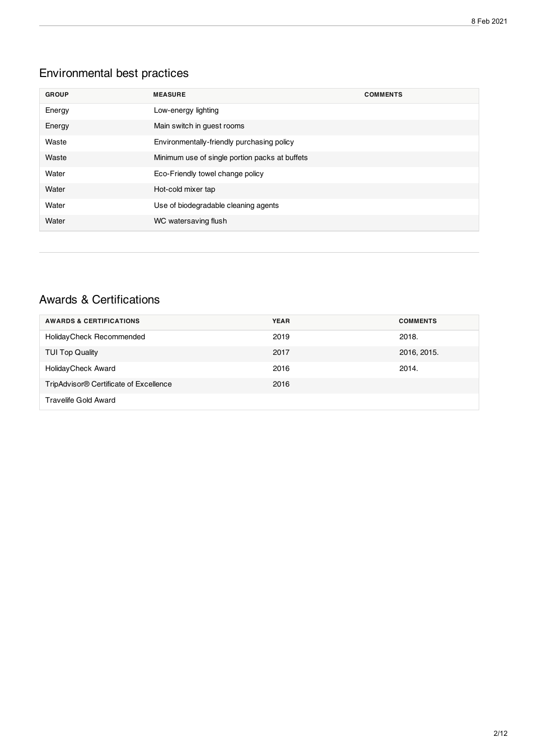## Environmental best practices

| GROUP | MEASURE | COMMENTS |
|---|---|---|
| Energy | Low-energy lighting | |
| Energy | Main switch in guest rooms | |
| Waste | Environmentally-friendly purchasing policy | |
| Waste | Minimum use of single portion packs at buffets | |
| Water | Eco-Friendly towel change policy | |
| Water | Hot-cold mixer tap | |
| Water | Use of biodegradable cleaning agents | |
| Water | WC watersaving flush | |

## Awards & Certifications

| AWARDS & CERTIFICATIONS | YEAR | COMMENTS |
|---|---|---|
| HolidayCheck Recommended | 2019 | 2018. |
| TUI Top Quality | 2017 | 2016, 2015. |
| HolidayCheck Award | 2016 | 2014. |
| TripAdvisor® Certificate of Excellence | 2016 | |
| Travelife Gold Award | | |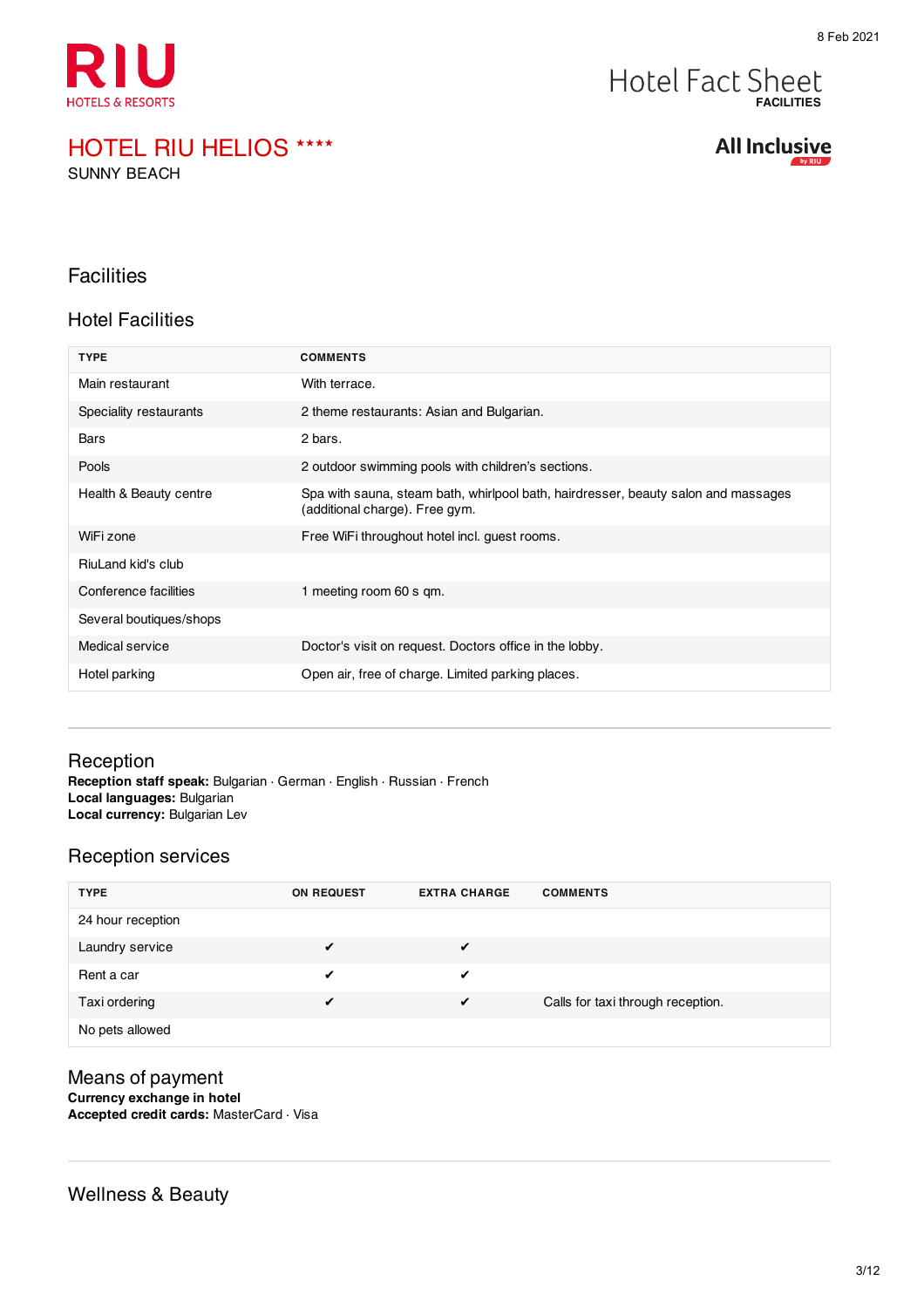# HOTEL RIU HELIOS ****

SUNNY BEACH

**All Inclusive** by RIU

Hotel Fact Sheet
**FACILITIES**

## Facilities

### Hotel Facilities

| TYPE | COMMENTS |
|---|---|
| Main restaurant | With terrace. |
| Speciality restaurants | 2 theme restaurants: Asian and Bulgarian. |
| Bars | 2 bars. |
| Pools | 2 outdoor swimming pools with children's sections. |
| Health & Beauty centre | Spa with sauna, steam bath, whirlpool bath, hairdresser, beauty salon and massages (additional charge). Free gym. |
| WiFi zone | Free WiFi throughout hotel incl. guest rooms. |
| RiuLand kid's club | |
| Conference facilities | 1 meeting room 60 s qm. |
| Several boutiques/shops | |
| Medical service | Doctor's visit on request. Doctors office in the lobby. |
| Hotel parking | Open air, free of charge. Limited parking places. |

## Reception

**Reception staff speak:** Bulgarian · German · English · Russian · French
**Local languages:** Bulgarian
**Local currency:** Bulgarian Lev

### Reception services

| TYPE | ON REQUEST | EXTRA CHARGE | COMMENTS |
|---|---|---|---|
| 24 hour reception | | | |
| Laundry service | ✔ | ✔ | |
| Rent a car | ✔ | ✔ | |
| Taxi ordering | ✔ | ✔ | Calls for taxi through reception. |
| No pets allowed | | | |

## Means of payment

**Currency exchange in hotel**
**Accepted credit cards:** MasterCard · Visa

## Wellness & Beauty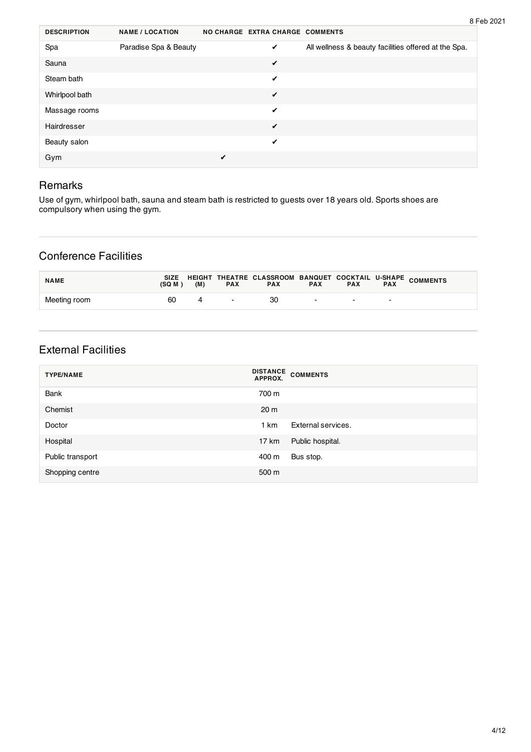| DESCRIPTION | NAME / LOCATION | NO CHARGE | EXTRA CHARGE | COMMENTS |
|---|---|---|---|---|
| Spa | Paradise Spa & Beauty | | ✔ | All wellness & beauty facilities offered at the Spa. |
| Sauna | | | ✔ | |
| Steam bath | | | ✔ | |
| Whirlpool bath | | | ✔ | |
| Massage rooms | | | ✔ | |
| Hairdresser | | | ✔ | |
| Beauty salon | | | ✔ | |
| Gym | | ✔ | | |

## Remarks

Use of gym, whirlpool bath, sauna and steam bath is restricted to guests over 18 years old. Sports shoes are compulsory when using the gym.

## Conference Facilities

| NAME | SIZE (SQ M ) | HEIGHT (M) | THEATRE PAX | CLASSROOM PAX | BANQUET PAX | COCKTAIL PAX | U-SHAPE PAX | COMMENTS |
|---|---|---|---|---|---|---|---|---|
| Meeting room | 60 | 4 | - | 30 | - | - | - | |

## External Facilities

| TYPE/NAME | DISTANCE APPROX. | COMMENTS |
|---|---|---|
| Bank | 700 m | |
| Chemist | 20 m | |
| Doctor | 1 km | External services. |
| Hospital | 17 km | Public hospital. |
| Public transport | 400 m | Bus stop. |
| Shopping centre | 500 m | |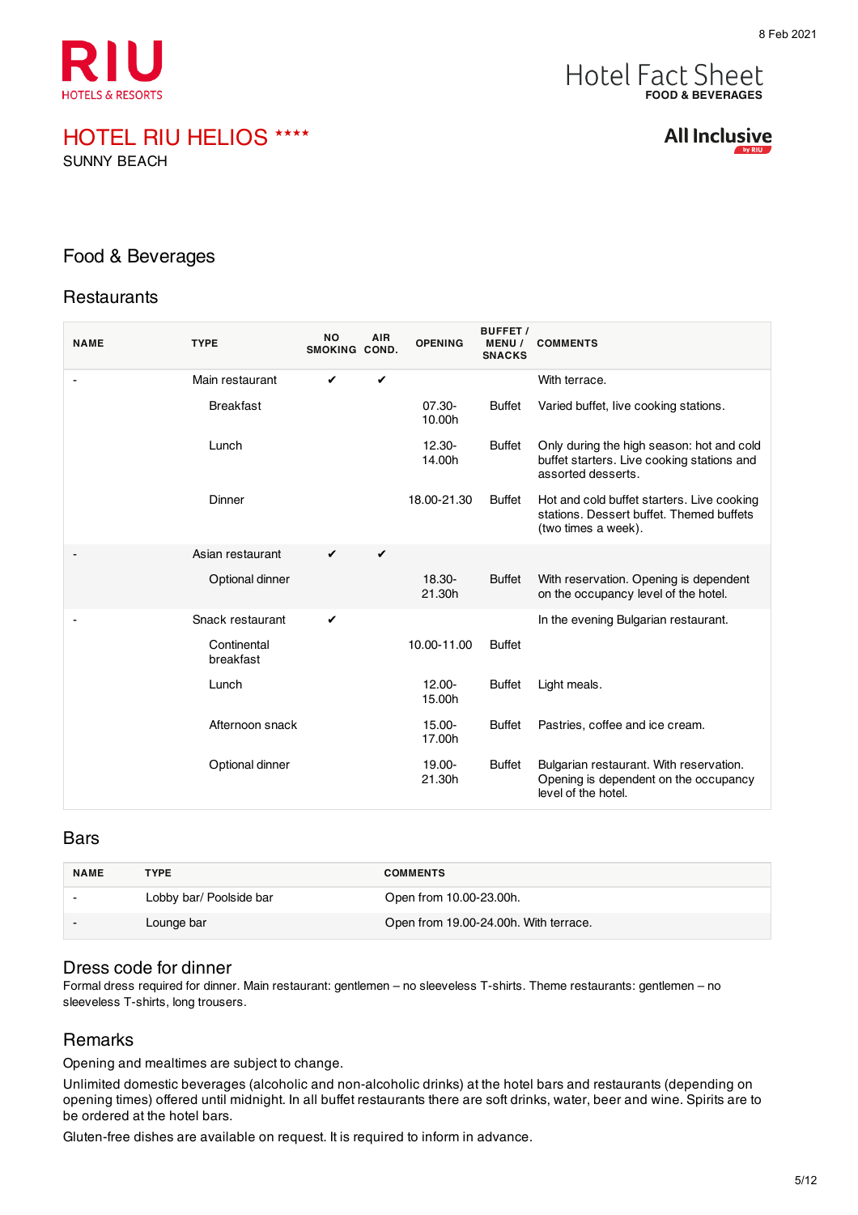8 Feb 2021

RIU
HOTELS & RESORTS

Hotel Fact Sheet
**FOOD & BEVERAGES**

# HOTEL RIU HELIOS ****

SUNNY BEACH

**All Inclusive** by RIU

## Food & Beverages

### Restaurants

| NAME | TYPE | NO SMOKING | AIR COND. | OPENING | BUFFET / MENU / SNACKS | COMMENTS |
|---|---|---|---|---|---|---|
| - | Main restaurant | ✔ | ✔ | | | With terrace. |
| | Breakfast | | | 07.30-10.00h | Buffet | Varied buffet, live cooking stations. |
| | Lunch | | | 12.30-14.00h | Buffet | Only during the high season: hot and cold buffet starters. Live cooking stations and assorted desserts. |
| | Dinner | | | 18.00-21.30 | Buffet | Hot and cold buffet starters. Live cooking stations. Dessert buffet. Themed buffets (two times a week). |
| - | Asian restaurant | ✔ | ✔ | | | |
| | Optional dinner | | | 18.30-21.30h | Buffet | With reservation. Opening is dependent on the occupancy level of the hotel. |
| - | Snack restaurant | ✔ | | | | In the evening Bulgarian restaurant. |
| | Continental breakfast | | | 10.00-11.00 | Buffet | |
| | Lunch | | | 12.00-15.00h | Buffet | Light meals. |
| | Afternoon snack | | | 15.00-17.00h | Buffet | Pastries, coffee and ice cream. |
| | Optional dinner | | | 19.00-21.30h | Buffet | Bulgarian restaurant. With reservation. Opening is dependent on the occupancy level of the hotel. |

### Bars

| NAME | TYPE | COMMENTS |
|---|---|---|
| - | Lobby bar/ Poolside bar | Open from 10.00-23.00h. |
| - | Lounge bar | Open from 19.00-24.00h. With terrace. |

### Dress code for dinner

Formal dress required for dinner. Main restaurant: gentlemen – no sleeveless T-shirts. Theme restaurants: gentlemen – no sleeveless T-shirts, long trousers.

### Remarks

Opening and mealtimes are subject to change.

Unlimited domestic beverages (alcoholic and non-alcoholic drinks) at the hotel bars and restaurants (depending on opening times) offered until midnight. In all buffet restaurants there are soft drinks, water, beer and wine. Spirits are to be ordered at the hotel bars.

Gluten-free dishes are available on request. It is required to inform in advance.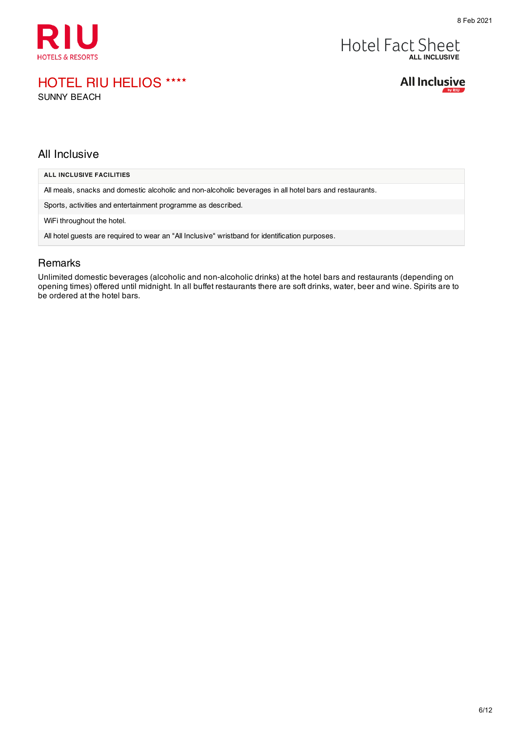# HOTEL RIU HELIOS ****

SUNNY BEACH

## All Inclusive

| ALL INCLUSIVE FACILITIES |
|---|
| All meals, snacks and domestic alcoholic and non-alcoholic beverages in all hotel bars and restaurants. |
| Sports, activities and entertainment programme as described. |
| WiFi throughout the hotel. |
| All hotel guests are required to wear an "All Inclusive" wristband for identification purposes. |

## Remarks

Unlimited domestic beverages (alcoholic and non-alcoholic drinks) at the hotel bars and restaurants (depending on opening times) offered until midnight. In all buffet restaurants there are soft drinks, water, beer and wine. Spirits are to be ordered at the hotel bars.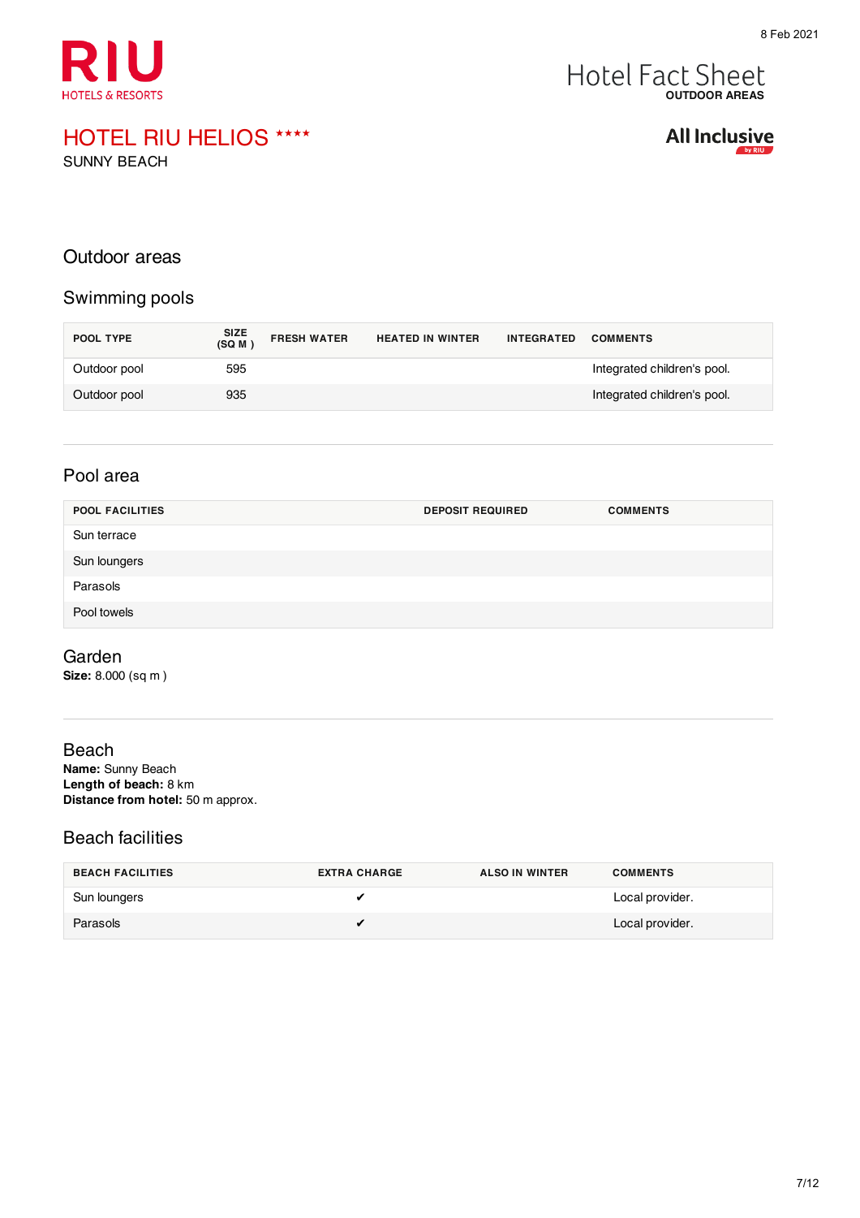# HOTEL RIU HELIOS ****

SUNNY BEACH

Hotel Fact Sheet
OUTDOOR AREAS

All Inclusive by RIU

## Outdoor areas

### Swimming pools

| POOL TYPE | SIZE (SQ M ) | FRESH WATER | HEATED IN WINTER | INTEGRATED | COMMENTS |
|---|---|---|---|---|---|
| Outdoor pool | 595 | | | | Integrated children's pool. |
| Outdoor pool | 935 | | | | Integrated children's pool. |

### Pool area

| POOL FACILITIES | DEPOSIT REQUIRED | COMMENTS |
|---|---|---|
| Sun terrace | | |
| Sun loungers | | |
| Parasols | | |
| Pool towels | | |

### Garden

**Size:** 8.000 (sq m )

### Beach

**Name:** Sunny Beach
**Length of beach:** 8 km
**Distance from hotel:** 50 m approx.

### Beach facilities

| BEACH FACILITIES | EXTRA CHARGE | ALSO IN WINTER | COMMENTS |
|---|---|---|---|
| Sun loungers | ✔ | | Local provider. |
| Parasols | ✔ | | Local provider. |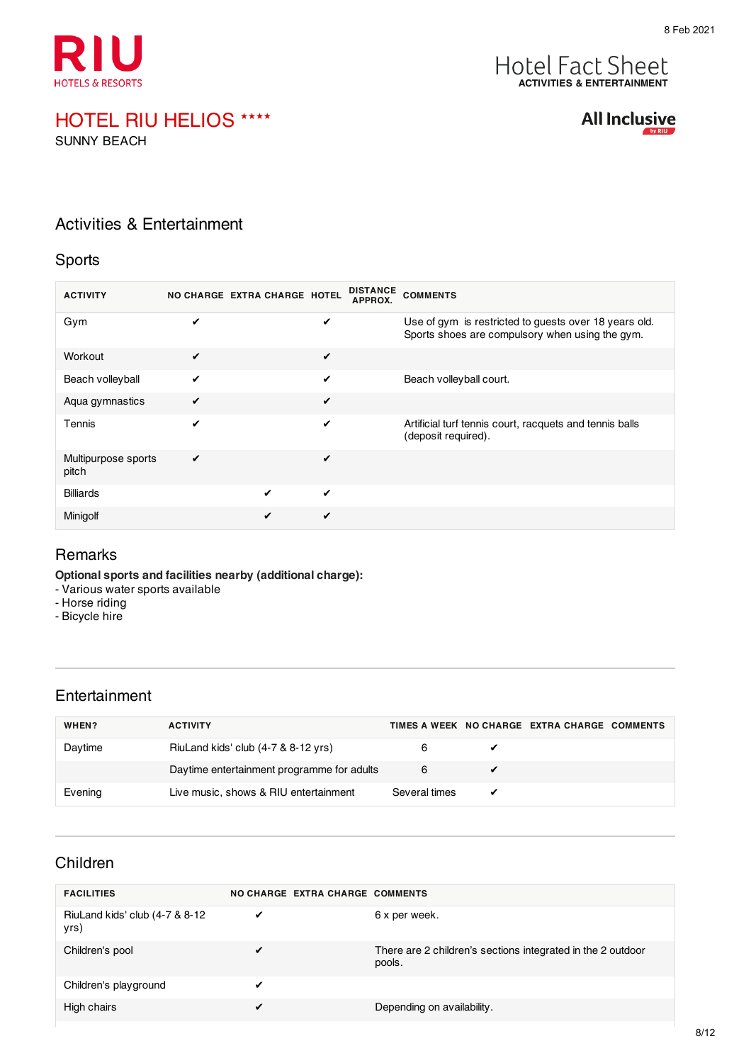# HOTEL RIU HELIOS ****

SUNNY BEACH

Hotel Fact Sheet
ACTIVITIES & ENTERTAINMENT

All Inclusive

## Activities & Entertainment

### Sports

| ACTIVITY | NO CHARGE | EXTRA CHARGE | HOTEL | DISTANCE APPROX. | COMMENTS |
|---|---|---|---|---|---|
| Gym | ✔ | | ✔ | | Use of gym is restricted to guests over 18 years old. Sports shoes are compulsory when using the gym. |
| Workout | ✔ | | ✔ | | |
| Beach volleyball | ✔ | | ✔ | | Beach volleyball court. |
| Aqua gymnastics | ✔ | | ✔ | | |
| Tennis | ✔ | | ✔ | | Artificial turf tennis court, racquets and tennis balls (deposit required). |
| Multipurpose sports pitch | ✔ | | ✔ | | |
| Billiards | | ✔ | ✔ | | |
| Minigolf | | ✔ | ✔ | | |

### Remarks

**Optional sports and facilities nearby (additional charge):**
- Various water sports available
- Horse riding
- Bicycle hire

### Entertainment

| WHEN? | ACTIVITY | TIMES A WEEK | NO CHARGE | EXTRA CHARGE | COMMENTS |
|---|---|---|---|---|---|
| Daytime | RiuLand kids' club (4-7 & 8-12 yrs) | 6 | ✔ | | |
| | Daytime entertainment programme for adults | 6 | ✔ | | |
| Evening | Live music, shows & RIU entertainment | Several times | ✔ | | |

### Children

| FACILITIES | NO CHARGE | EXTRA CHARGE | COMMENTS |
|---|---|---|---|
| RiuLand kids' club (4-7 & 8-12 yrs) | ✔ | | 6 x per week. |
| Children's pool | ✔ | | There are 2 children's sections integrated in the 2 outdoor pools. |
| Children's playground | ✔ | | |
| High chairs | ✔ | | Depending on availability. |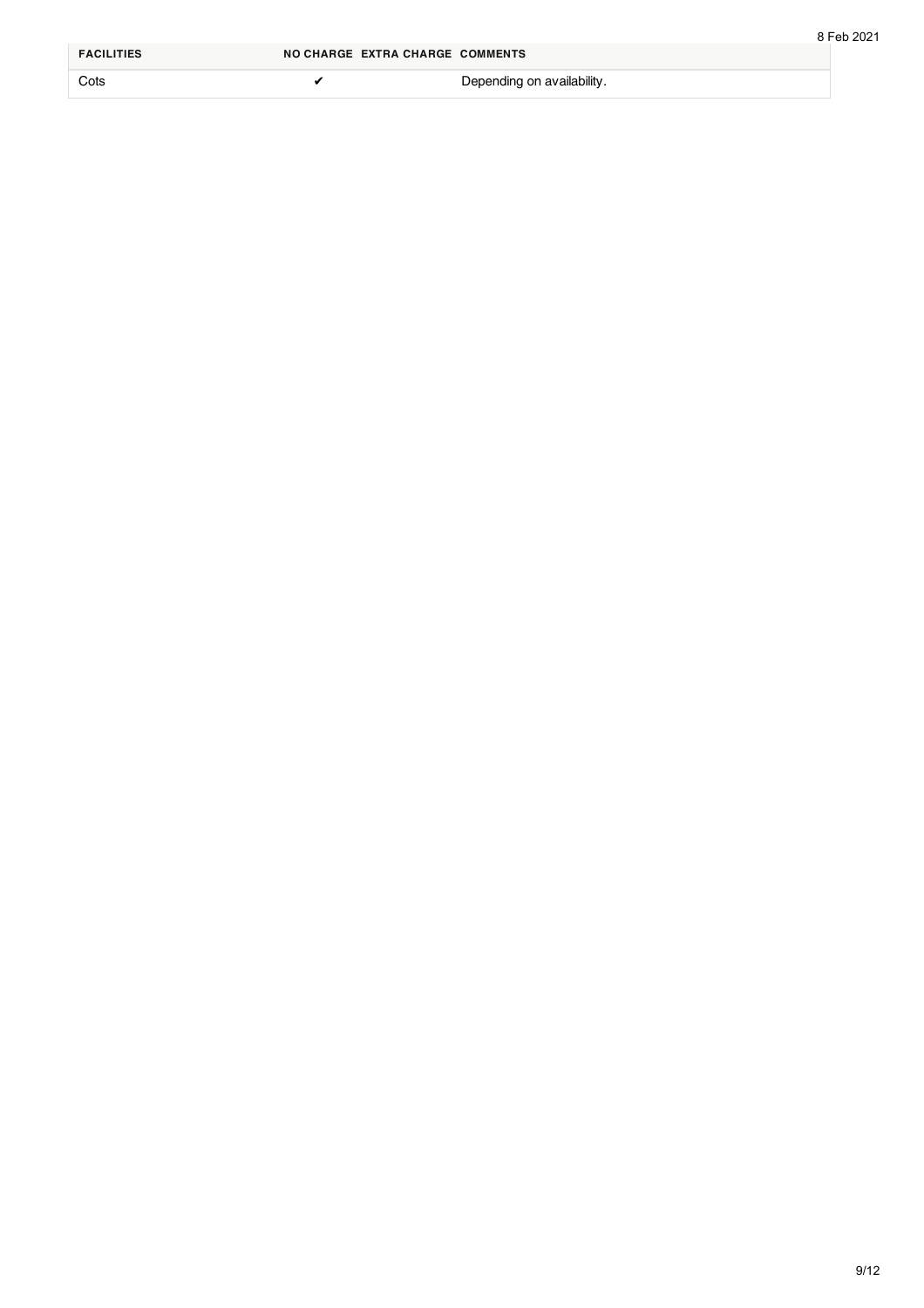| FACILITIES | NO CHARGE | EXTRA CHARGE | COMMENTS |
|---|---|---|---|
| Cots | ✔ | | Depending on availability. |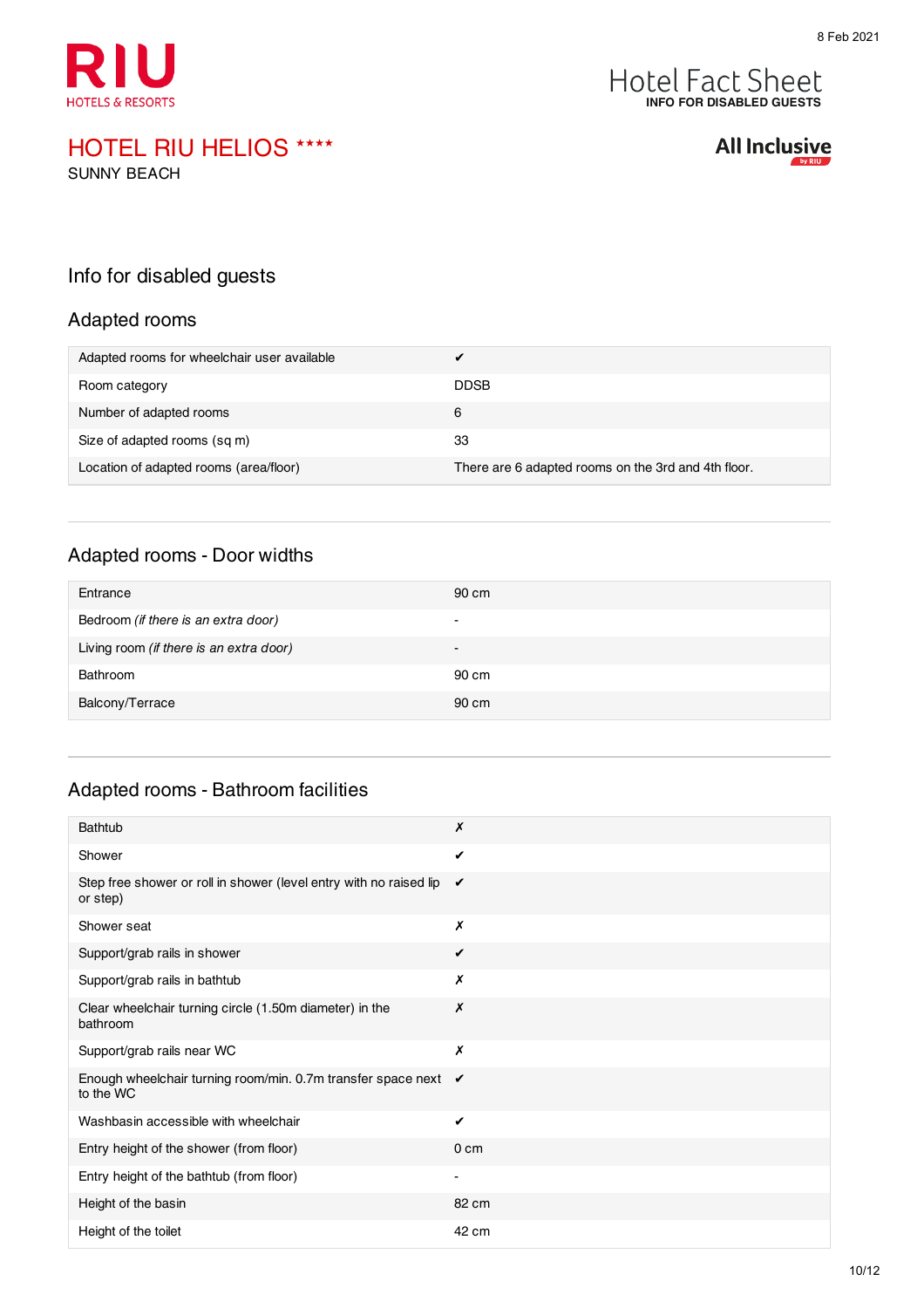RIU HOTELS & RESORTS

Hotel Fact Sheet
**INFO FOR DISABLED GUESTS**

# HOTEL RIU HELIOS ****

SUNNY BEACH

All Inclusive by RIU

## Info for disabled guests

### Adapted rooms

| | |
|---|---|
| Adapted rooms for wheelchair user available | ✔ |
| Room category | DDSB |
| Number of adapted rooms | 6 |
| Size of adapted rooms (sq m) | 33 |
| Location of adapted rooms (area/floor) | There are 6 adapted rooms on the 3rd and 4th floor. |

### Adapted rooms - Door widths

| | |
|---|---|
| Entrance | 90 cm |
| Bedroom *(if there is an extra door)* | - |
| Living room *(if there is an extra door)* | - |
| Bathroom | 90 cm |
| Balcony/Terrace | 90 cm |

### Adapted rooms - Bathroom facilities

| | |
|---|---|
| Bathtub | ✗ |
| Shower | ✔ |
| Step free shower or roll in shower (level entry with no raised lip or step) | ✔ |
| Shower seat | ✗ |
| Support/grab rails in shower | ✔ |
| Support/grab rails in bathtub | ✗ |
| Clear wheelchair turning circle (1.50m diameter) in the bathroom | ✗ |
| Support/grab rails near WC | ✗ |
| Enough wheelchair turning room/min. 0.7m transfer space next to the WC | ✔ |
| Washbasin accessible with wheelchair | ✔ |
| Entry height of the shower (from floor) | 0 cm |
| Entry height of the bathtub (from floor) | - |
| Height of the basin | 82 cm |
| Height of the toilet | 42 cm |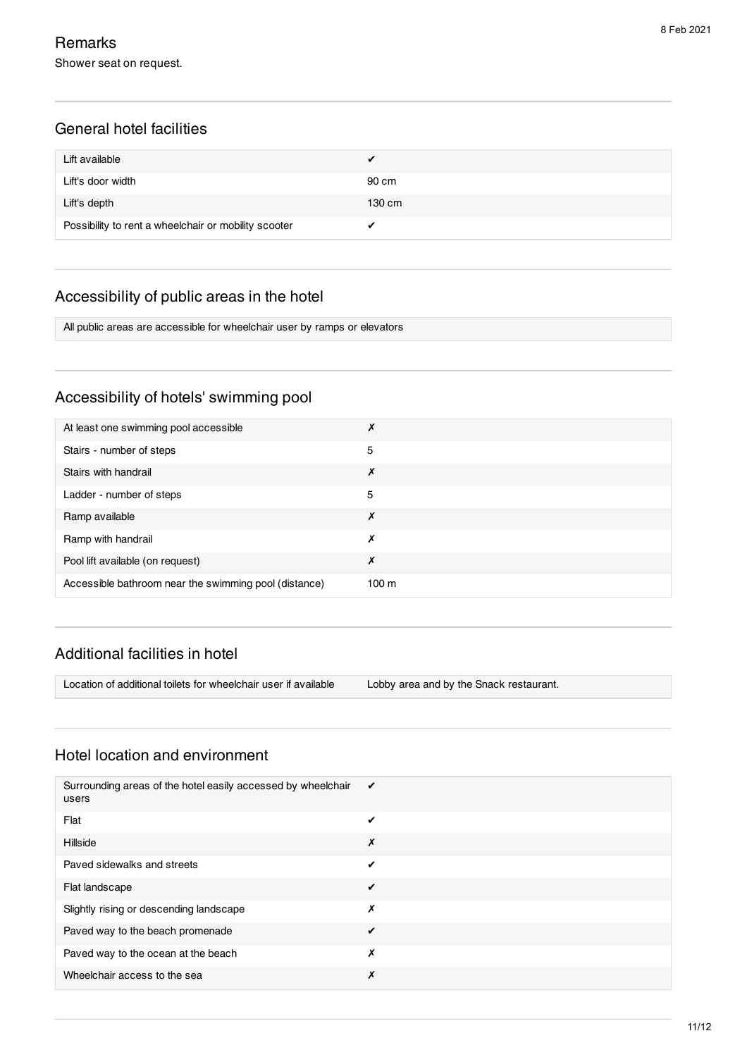## Remarks

Shower seat on request.

## General hotel facilities

| | |
|---|---|
| Lift available | ✔ |
| Lift's door width | 90 cm |
| Lift's depth | 130 cm |
| Possibility to rent a wheelchair or mobility scooter | ✔ |

## Accessibility of public areas in the hotel

All public areas are accessible for wheelchair user by ramps or elevators

## Accessibility of hotels' swimming pool

| | |
|---|---|
| At least one swimming pool accessible | ✗ |
| Stairs - number of steps | 5 |
| Stairs with handrail | ✗ |
| Ladder - number of steps | 5 |
| Ramp available | ✗ |
| Ramp with handrail | ✗ |
| Pool lift available (on request) | ✗ |
| Accessible bathroom near the swimming pool (distance) | 100 m |

## Additional facilities in hotel

| | |
|---|---|
| Location of additional toilets for wheelchair user if available | Lobby area and by the Snack restaurant. |

## Hotel location and environment

| | |
|---|---|
| Surrounding areas of the hotel easily accessed by wheelchair users | ✔ |
| Flat | ✔ |
| Hillside | ✗ |
| Paved sidewalks and streets | ✔ |
| Flat landscape | ✔ |
| Slightly rising or descending landscape | ✗ |
| Paved way to the beach promenade | ✔ |
| Paved way to the ocean at the beach | ✗ |
| Wheelchair access to the sea | ✗ |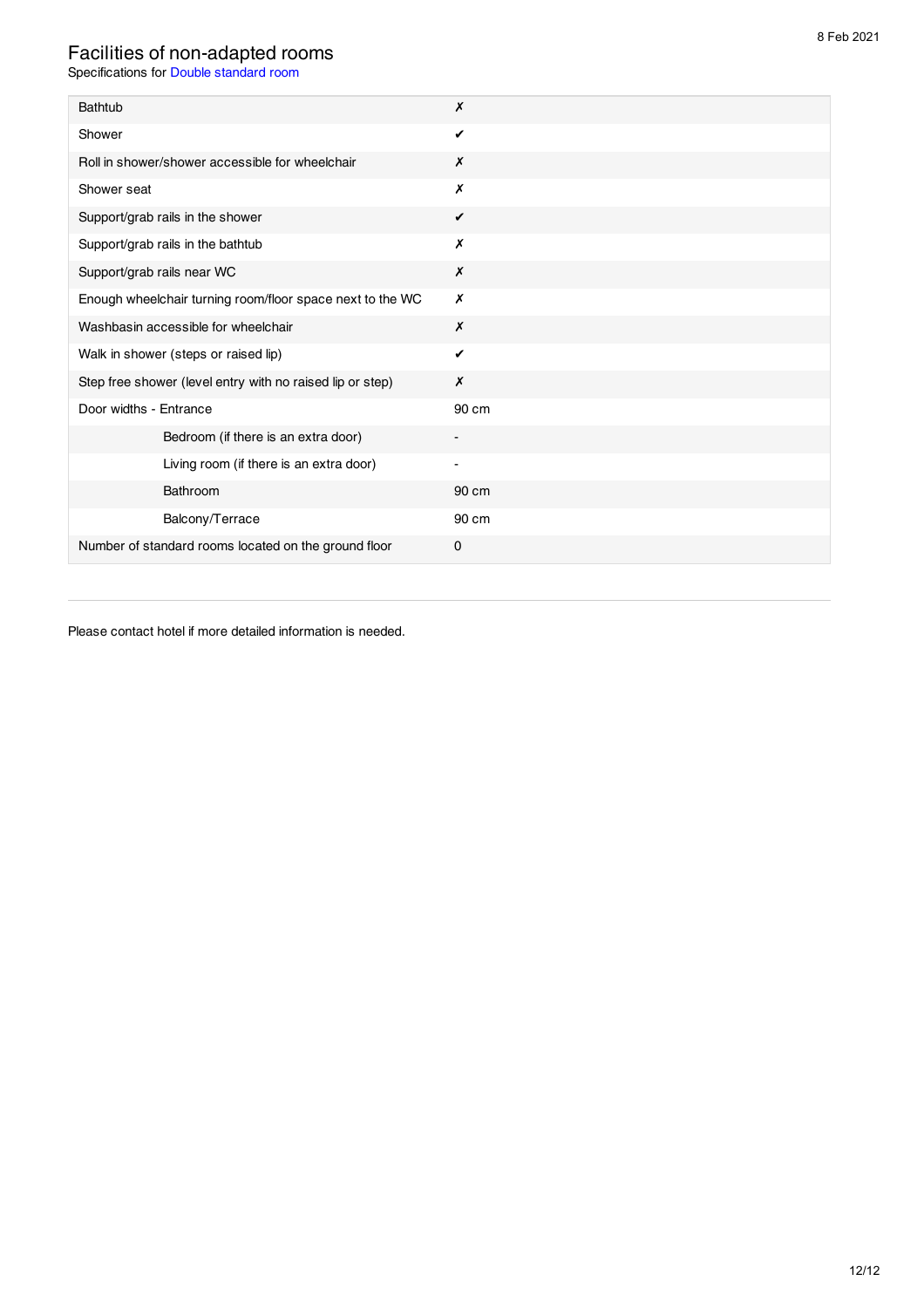8 Feb 2021

# Facilities of non-adapted rooms

Specifications for Double standard room

| | |
|---|---|
| Bathtub | ✗ |
| Shower | ✔ |
| Roll in shower/shower accessible for wheelchair | ✗ |
| Shower seat | ✗ |
| Support/grab rails in the shower | ✔ |
| Support/grab rails in the bathtub | ✗ |
| Support/grab rails near WC | ✗ |
| Enough wheelchair turning room/floor space next to the WC | ✗ |
| Washbasin accessible for wheelchair | ✗ |
| Walk in shower (steps or raised lip) | ✔ |
| Step free shower (level entry with no raised lip or step) | ✗ |
| Door widths - Entrance | 90 cm |
| Bedroom (if there is an extra door) | - |
| Living room (if there is an extra door) | - |
| Bathroom | 90 cm |
| Balcony/Terrace | 90 cm |
| Number of standard rooms located on the ground floor | 0 |

Please contact hotel if more detailed information is needed.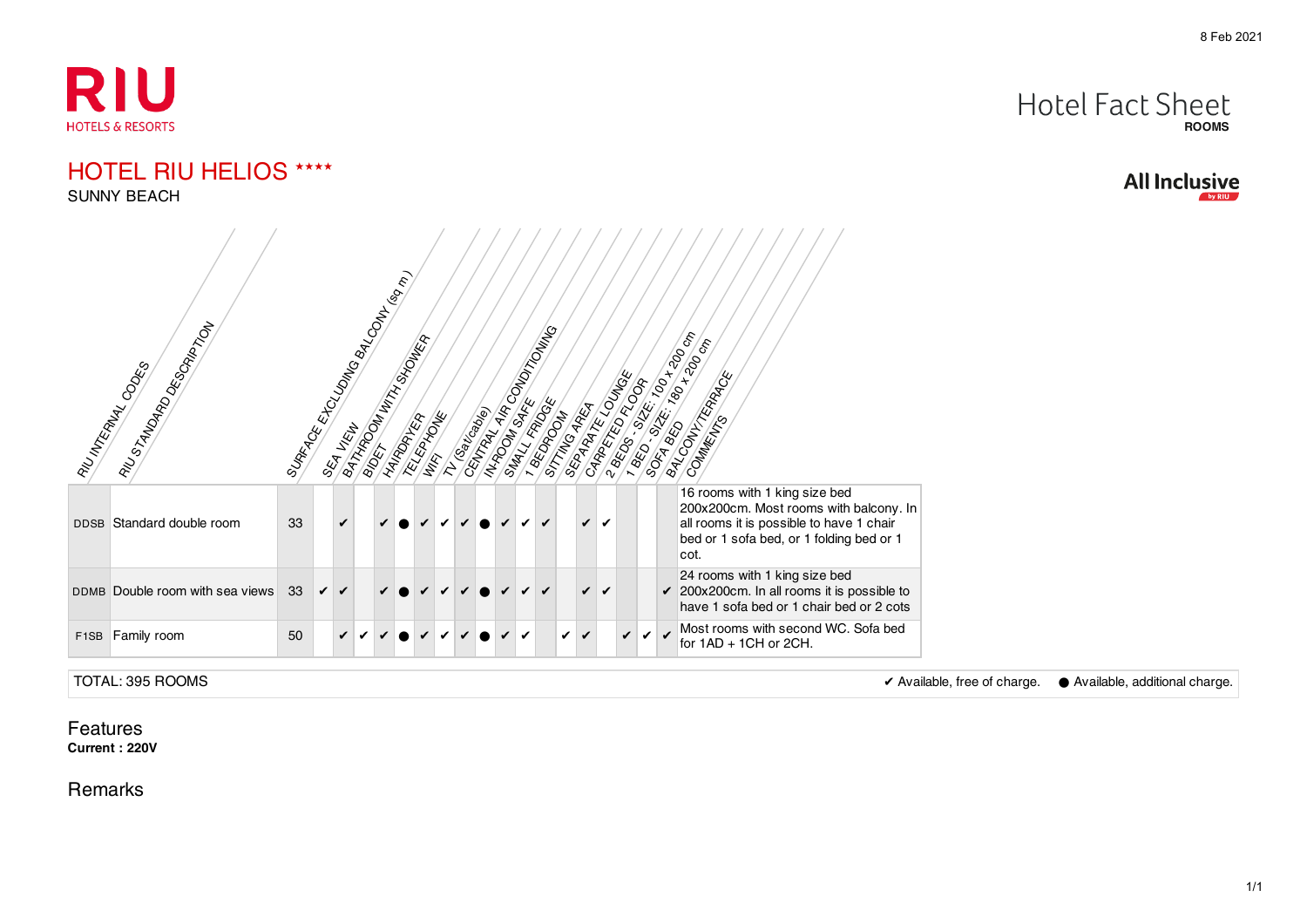8 Feb 2021

RIU HOTELS & RESORTS

# Hotel Fact Sheet

**ROOMS**

## HOTEL RIU HELIOS ****

SUNNY BEACH

**All Inclusive** by RIU

| RIU INTERNAL CODES | RIU STANDARD DESCRIPTION | SURFACE EXCLUDING BALCONY (sq m.) | SEA VIEW | BATHROOM WITH SHOWER | BIDET | HAIRDRYER | TELEPHONE | WIFI | TV (Sat/cable) | CENTRAL AIR CONDITIONING | IN-ROOM SAFE | SMALL FRIDGE | 1 BEDROOM | SITTING AREA | SEPARATE LOUNGE | CARPETED FLOOR | 2 BEDS - SIZE: 100 x 200 cm | 1 BED - SIZE: 180 x 200 cm | SOFA BED | BALCONY/TERRACE | COMMENTS |
|---|---|---|---|---|---|---|---|---|---|---|---|---|---|---|---|---|---|---|---|---|---|
| DDSB | Standard double room | 33 | | ✔ | | ✔ | ● | ✔ | ✔ | ✔ | ● | ✔ | ✔ | ✔ | | ✔ | ✔ | | | | 16 rooms with 1 king size bed 200x200cm. Most rooms with balcony. In all rooms it is possible to have 1 chair bed or 1 sofa bed, or 1 folding bed or 1 cot. |
| DDMB | Double room with sea views | 33 | ✔ | ✔ | | ✔ | ● | ✔ | ✔ | ✔ | ● | ✔ | ✔ | ✔ | | ✔ | ✔ | | | ✔ | 24 rooms with 1 king size bed 200x200cm. In all rooms it is possible to have 1 sofa bed or 1 chair bed or 2 cots |
| F1SB | Family room | 50 | | ✔ | ✔ | ✔ | ● | ✔ | ✔ | ✔ | ● | ✔ | ✔ | | ✔ | ✔ | | ✔ | ✔ | ✔ | Most rooms with second WC. Sofa bed for 1AD + 1CH or 2CH. |

TOTAL: 395 ROOMS

✔ Available, free of charge. ● Available, additional charge.

## Features

**Current : 220V**

## Remarks